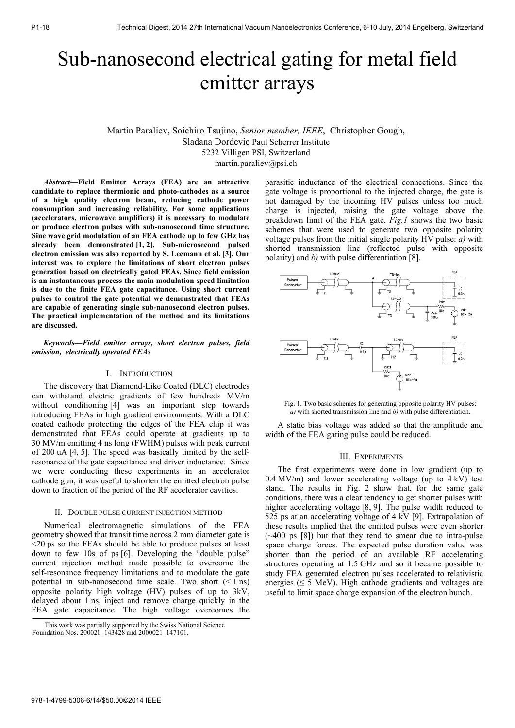# Sub-nanosecond electrical gating for metal field emitter arrays

Martin Paraliev, Soichiro Tsujino, *Senior member, IEEE*, Christopher Gough, Sladana Dordevic Paul Scherrer Institute
5232 Villigen PSI, Switzerland
martin.paraliev@psi.ch

***Abstract*—Field Emitter Arrays (FEA) are an attractive candidate to replace thermionic and photo-cathodes as a source of a high quality electron beam, reducing cathode power consumption and increasing reliability. For some applications (accelerators, microwave amplifiers) it is necessary to modulate or produce electron pulses with sub-nanosecond time structure. Sine wave grid modulation of an FEA cathode up to few GHz has already been demonstrated [1, 2]. Sub-microsecond pulsed electron emission was also reported by S. Leemann et al. [3]. Our interest was to explore the limitations of short electron pulses generation based on electrically gated FEAs. Since field emission is an instantaneous process the main modulation speed limitation is due to the finite FEA gate capacitance. Using short current pulses to control the gate potential we demonstrated that FEAs are capable of generating single sub-nanosecond electron pulses. The practical implementation of the method and its limitations are discussed.**

***Keywords*—Field emitter arrays, short electron pulses, field emission, electrically operated FEAs**

## I. Introduction

The discovery that Diamond-Like Coated (DLC) electrodes can withstand electric gradients of few hundreds MV/m without conditioning [4] was an important step towards introducing FEAs in high gradient environments. With a DLC coated cathode protecting the edges of the FEA chip it was demonstrated that FEAs could operate at gradients up to 30 MV/m emitting 4 ns long (FWHM) pulses with peak current of 200 uA [4, 5]. The speed was basically limited by the self-resonance of the gate capacitance and driver inductance. Since we were conducting these experiments in an accelerator cathode gun, it was useful to shorten the emitted electron pulse down to fraction of the period of the RF accelerator cavities.

## II. Double pulse current injection method

Numerical electromagnetic simulations of the FEA geometry showed that transit time across 2 mm diameter gate is <20 ps so the FEAs should be able to produce pulses at least down to few 10s of ps [6]. Developing the "double pulse" current injection method made possible to overcome the self-resonance frequency limitations and to modulate the gate potential in sub-nanosecond time scale. Two short (< 1 ns) opposite polarity high voltage (HV) pulses of up to 3kV, delayed about 1 ns, inject and remove charge quickly in the FEA gate capacitance. The high voltage overcomes the parasitic inductance of the electrical connections. Since the gate voltage is proportional to the injected charge, the gate is not damaged by the incoming HV pulses unless too much charge is injected, raising the gate voltage above the breakdown limit of the FEA gate. *Fig.1* shows the two basic schemes that were used to generate two opposite polarity voltage pulses from the initial single polarity HV pulse: *a)* with shorted transmission line (reflected pulse with opposite polarity) and *b)* with pulse differentiation [8].

Fig. 1. Two basic schemes for generating opposite polarity HV pulses: *a)* with shorted transmission line and *b)* with pulse differentiation.

A static bias voltage was added so that the amplitude and width of the FEA gating pulse could be reduced.

## III. Experiments

The first experiments were done in low gradient (up to 0.4 MV/m) and lower accelerating voltage (up to 4 kV) test stand. The results in Fig. 2 show that, for the same gate conditions, there was a clear tendency to get shorter pulses with higher accelerating voltage [8, 9]. The pulse width reduced to 525 ps at an accelerating voltage of 4 kV [9]. Extrapolation of these results implied that the emitted pulses were even shorter (~400 ps [8]) but that they tend to smear due to intra-pulse space charge forces. The expected pulse duration value was shorter than the period of an available RF accelerating structures operating at 1.5 GHz and so it became possible to study FEA generated electron pulses accelerated to relativistic energies (≤ 5 MeV). High cathode gradients and voltages are useful to limit space charge expansion of the electron bunch.

This work was partially supported by the Swiss National Science Foundation Nos. 200020_143428 and 2000021_147101.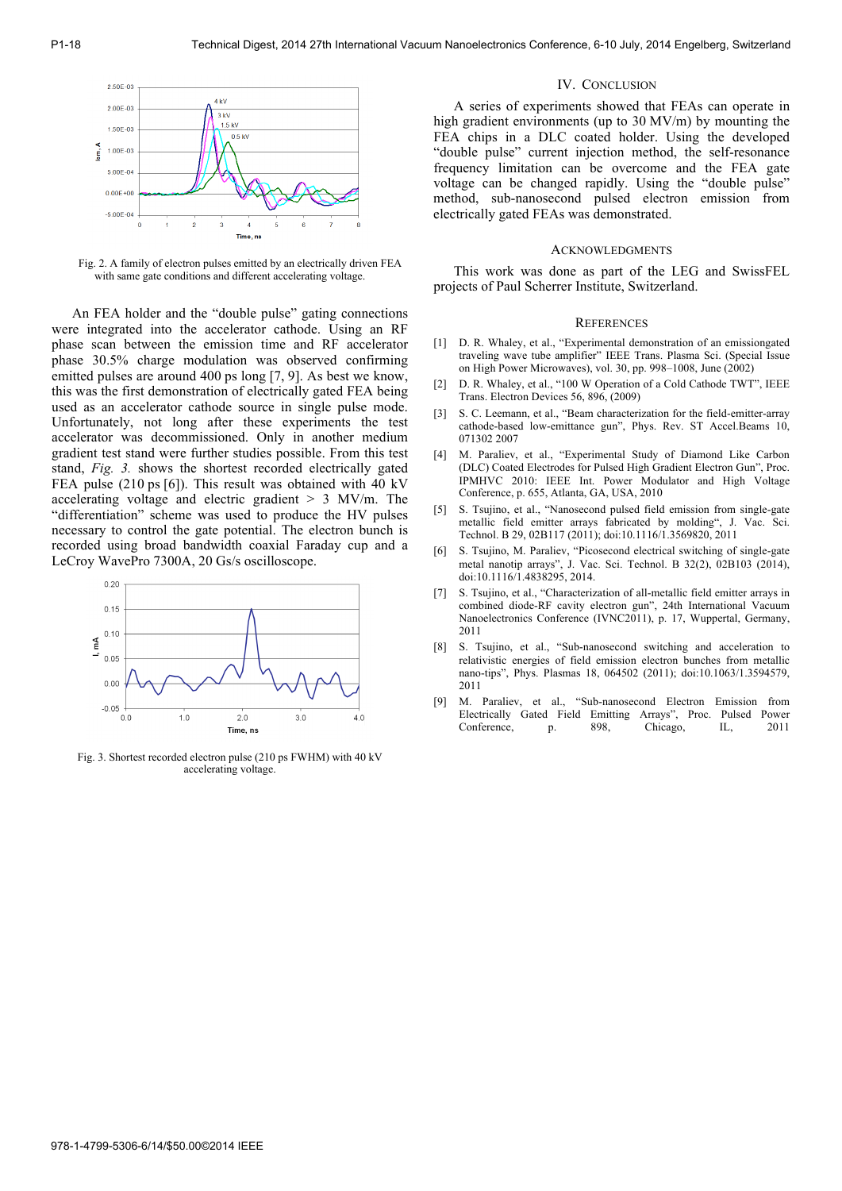2.50E-03
2.00E-03
1.50E-03
1.00E-03
5.00E-04
0.00E+00
-5.00E-04
Iem, A
4 kV
3 kV
1.5 kV
0.5 kV
0 1 2 3 4 5 6 7 8
Time, ns

Fig. 2. A family of electron pulses emitted by an electrically driven FEA with same gate conditions and different accelerating voltage.

An FEA holder and the "double pulse" gating connections were integrated into the accelerator cathode. Using an RF phase scan between the emission time and RF accelerator phase 30.5% charge modulation was observed confirming emitted pulses are around 400 ps long [7, 9]. As best we know, this was the first demonstration of electrically gated FEA being used as an accelerator cathode source in single pulse mode. Unfortunately, not long after these experiments the test accelerator was decommissioned. Only in another medium gradient test stand were further studies possible. From this test stand, *Fig. 3.* shows the shortest recorded electrically gated FEA pulse (210 ps [6]). This result was obtained with 40 kV accelerating voltage and electric gradient > 3 MV/m. The "differentiation" scheme was used to produce the HV pulses necessary to control the gate potential. The electron bunch is recorded using broad bandwidth coaxial Faraday cup and a LeCroy WavePro 7300A, 20 Gs/s oscilloscope.

0.20
0.15
0.10
0.05
0.00
-0.05
I, mA
0.0 1.0 2.0 3.0 4.0
Time, ns

Fig. 3. Shortest recorded electron pulse (210 ps FWHM) with 40 kV accelerating voltage.

## IV. Conclusion

A series of experiments showed that FEAs can operate in high gradient environments (up to 30 MV/m) by mounting the FEA chips in a DLC coated holder. Using the developed "double pulse" current injection method, the self-resonance frequency limitation can be overcome and the FEA gate voltage can be changed rapidly. Using the "double pulse" method, sub-nanosecond pulsed electron emission from electrically gated FEAs was demonstrated.

## Acknowledgments

This work was done as part of the LEG and SwissFEL projects of Paul Scherrer Institute, Switzerland.

## References

[1] D. R. Whaley, et al., "Experimental demonstration of an emissiongated traveling wave tube amplifier" IEEE Trans. Plasma Sci. (Special Issue on High Power Microwaves), vol. 30, pp. 998–1008, June (2002)

[2] D. R. Whaley, et al., "100 W Operation of a Cold Cathode TWT", IEEE Trans. Electron Devices 56, 896, (2009)

[3] S. C. Leemann, et al., "Beam characterization for the field-emitter-array cathode-based low-emittance gun", Phys. Rev. ST Accel.Beams 10, 071302 2007

[4] M. Paraliev, et al., "Experimental Study of Diamond Like Carbon (DLC) Coated Electrodes for Pulsed High Gradient Electron Gun", Proc. IPMHVC 2010: IEEE Int. Power Modulator and High Voltage Conference, p. 655, Atlanta, GA, USA, 2010

[5] S. Tsujino, et al., "Nanosecond pulsed field emission from single-gate metallic field emitter arrays fabricated by molding", J. Vac. Sci. Technol. B 29, 02B117 (2011); doi:10.1116/1.3569820, 2011

[6] S. Tsujino, M. Paraliev, "Picosecond electrical switching of single-gate metal nanotip arrays", J. Vac. Sci. Technol. B 32(2), 02B103 (2014), doi:10.1116/1.4838295, 2014.

[7] S. Tsujino, et al., "Characterization of all-metallic field emitter arrays in combined diode-RF cavity electron gun", 24th International Vacuum Nanoelectronics Conference (IVNC2011), p. 17, Wuppertal, Germany, 2011

[8] S. Tsujino, et al., "Sub-nanosecond switching and acceleration to relativistic energies of field emission electron bunches from metallic nano-tips", Phys. Plasmas 18, 064502 (2011); doi:10.1063/1.3594579, 2011

[9] M. Paraliev, et al., "Sub-nanosecond Electron Emission from Electrically Gated Field Emitting Arrays", Proc. Pulsed Power Conference, p. 898, Chicago, IL, 2011